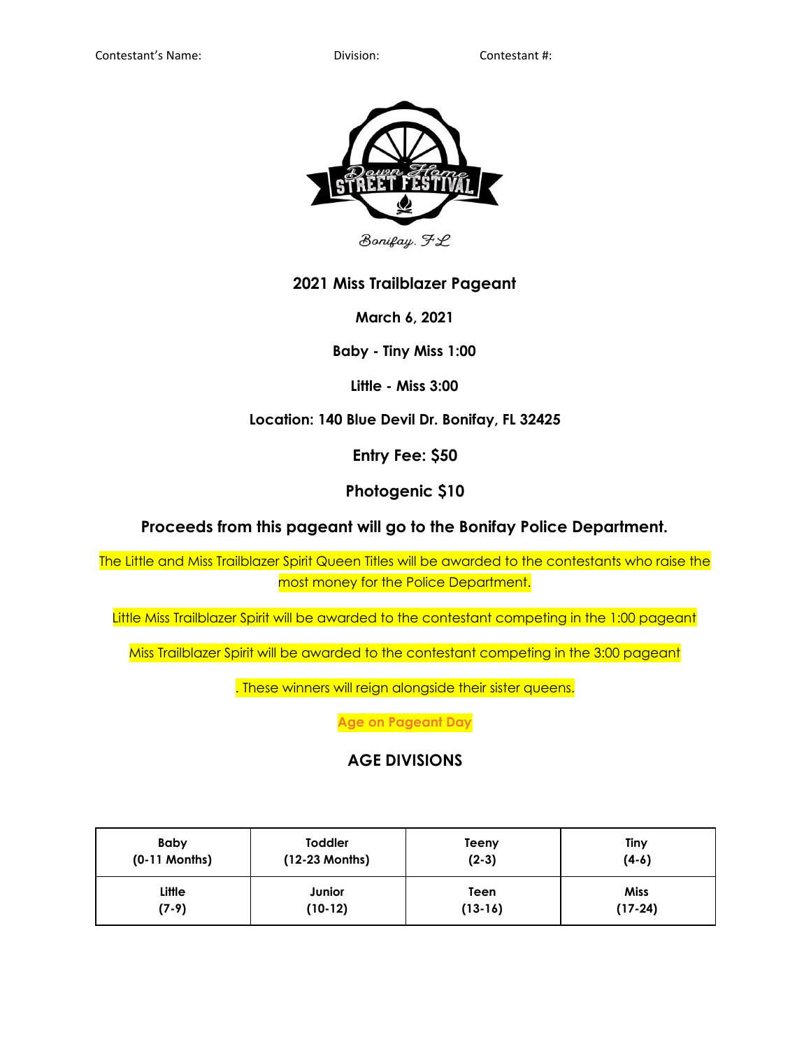Contestant's Name: Division: Contestant #:

Down Home STREET FESTIVAL

Bonifay, FL

## 2021 Miss Trailblazer Pageant

**March 6, 2021**

**Baby - Tiny Miss 1:00**

**Little - Miss 3:00**

**Location: 140 Blue Devil Dr. Bonifay, FL 32425**

**Entry Fee: $50**

**Photogenic $10**

**Proceeds from this pageant will go to the Bonifay Police Department.**

The Little and Miss Trailblazer Spirit Queen Titles will be awarded to the contestants who raise the most money for the Police Department.

Little Miss Trailblazer Spirit will be awarded to the contestant competing in the 1:00 pageant

Miss Trailblazer Spirit will be awarded to the contestant competing in the 3:00 pageant

. These winners will reign alongside their sister queens.

**Age on Pageant Day**

## AGE DIVISIONS

| Baby (0-11 Months) | Toddler (12-23 Months) | Teeny (2-3) | Tiny (4-6) |
|---|---|---|---|
| Little (7-9) | Junior (10-12) | Teen (13-16) | Miss (17-24) |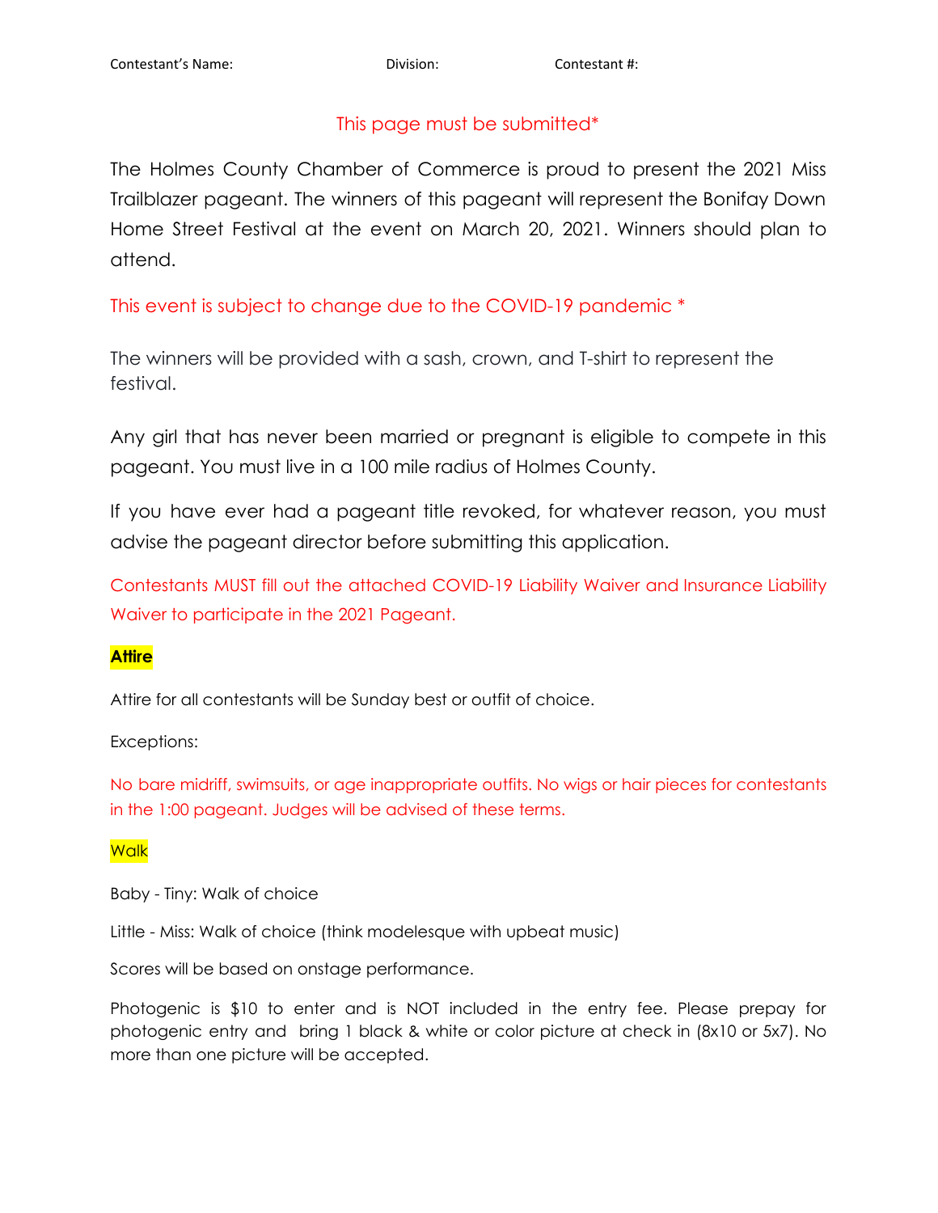Contestant's Name: Division: Contestant #:

This page must be submitted*

The Holmes County Chamber of Commerce is proud to present the 2021 Miss Trailblazer pageant. The winners of this pageant will represent the Bonifay Down Home Street Festival at the event on March 20, 2021. Winners should plan to attend.

This event is subject to change due to the COVID-19 pandemic *

The winners will be provided with a sash, crown, and T-shirt to represent the festival.

Any girl that has never been married or pregnant is eligible to compete in this pageant. You must live in a 100 mile radius of Holmes County.

If you have ever had a pageant title revoked, for whatever reason, you must advise the pageant director before submitting this application.

Contestants MUST fill out the attached COVID-19 Liability Waiver and Insurance Liability Waiver to participate in the 2021 Pageant.

**Attire**

Attire for all contestants will be Sunday best or outfit of choice.

Exceptions:

No bare midriff, swimsuits, or age inappropriate outfits. No wigs or hair pieces for contestants in the 1:00 pageant. Judges will be advised of these terms.

Walk

Baby - Tiny: Walk of choice

Little - Miss: Walk of choice (think modelesque with upbeat music)

Scores will be based on onstage performance.

Photogenic is $10 to enter and is NOT included in the entry fee. Please prepay for photogenic entry and bring 1 black & white or color picture at check in (8x10 or 5x7). No more than one picture will be accepted.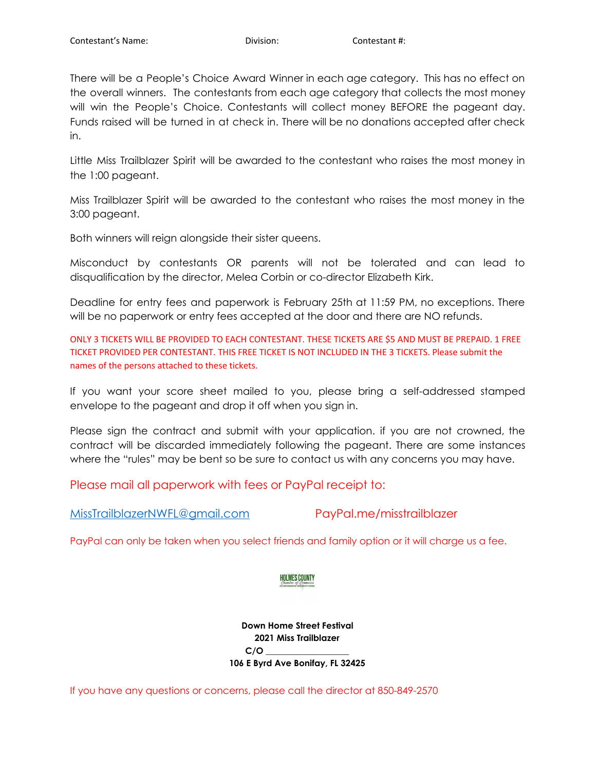Contestant's Name: Division: Contestant #:

There will be a People's Choice Award Winner in each age category. This has no effect on the overall winners. The contestants from each age category that collects the most money will win the People's Choice. Contestants will collect money BEFORE the pageant day. Funds raised will be turned in at check in. There will be no donations accepted after check in.

Little Miss Trailblazer Spirit will be awarded to the contestant who raises the most money in the 1:00 pageant.

Miss Trailblazer Spirit will be awarded to the contestant who raises the most money in the 3:00 pageant.

Both winners will reign alongside their sister queens.

Misconduct by contestants OR parents will not be tolerated and can lead to disqualification by the director, Melea Corbin or co-director Elizabeth Kirk.

Deadline for entry fees and paperwork is February 25th at 11:59 PM, no exceptions. There will be no paperwork or entry fees accepted at the door and there are NO refunds.

ONLY 3 TICKETS WILL BE PROVIDED TO EACH CONTESTANT. THESE TICKETS ARE $5 AND MUST BE PREPAID. 1 FREE TICKET PROVIDED PER CONTESTANT. THIS FREE TICKET IS NOT INCLUDED IN THE 3 TICKETS. Please submit the names of the persons attached to these tickets.

If you want your score sheet mailed to you, please bring a self-addressed stamped envelope to the pageant and drop it off when you sign in.

Please sign the contract and submit with your application. if you are not crowned, the contract will be discarded immediately following the pageant. There are some instances where the "rules" may be bent so be sure to contact us with any concerns you may have.

Please mail all paperwork with fees or PayPal receipt to:

MissTrailblazerNWFL@gmail.com PayPal.me/misstrailblazer

PayPal can only be taken when you select friends and family option or it will charge us a fee.

HOLMES COUNTY Chamber of Commerce

**Down Home Street Festival**
**2021 Miss Trailblazer**
**C/O ________________**
**106 E Byrd Ave Bonifay, FL 32425**

If you have any questions or concerns, please call the director at 850-849-2570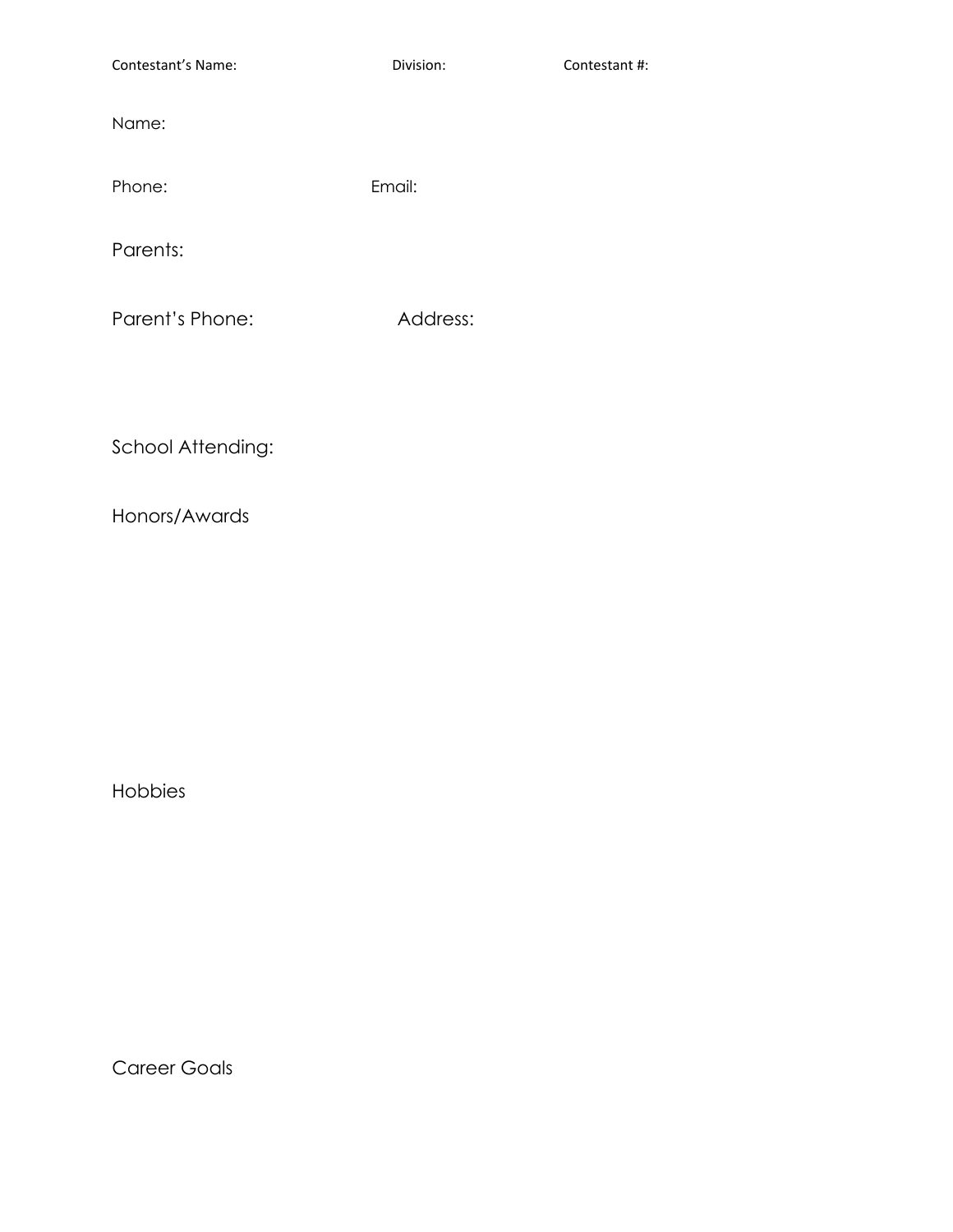Contestant's Name: Division: Contestant #:

Name:

Phone: Email:

Parents:

Parent's Phone: Address:

School Attending:

Honors/Awards

Hobbies

Career Goals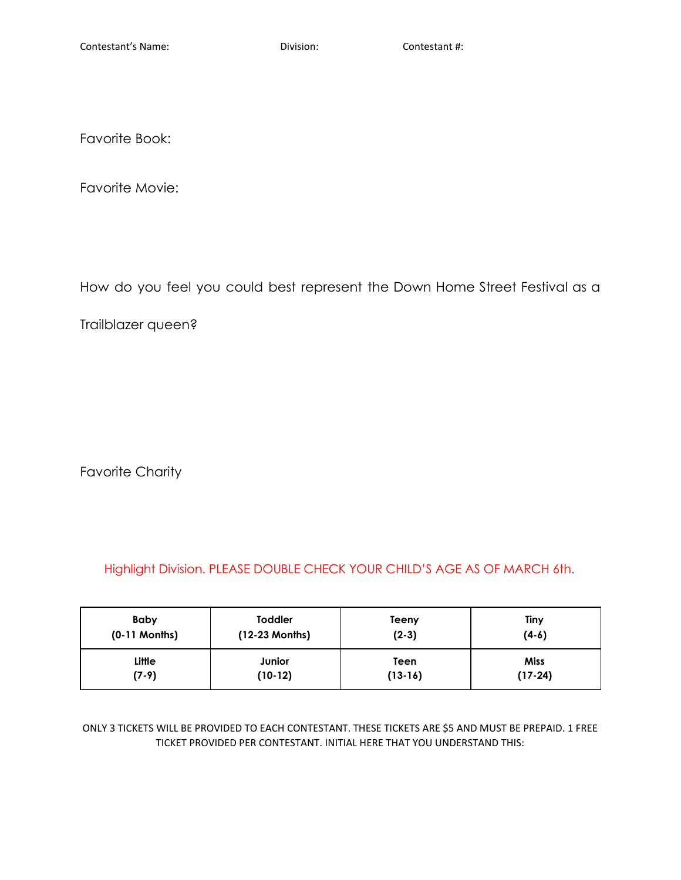Contestant's Name: Division: Contestant #:

Favorite Book:

Favorite Movie:

How do you feel you could best represent the Down Home Street Festival as a Trailblazer queen?

Favorite Charity

Highlight Division. PLEASE DOUBLE CHECK YOUR CHILD'S AGE AS OF MARCH 6th.

| **Baby (0-11 Months)** | **Toddler (12-23 Months)** | **Teeny (2-3)** | **Tiny (4-6)** |
|---|---|---|---|
| **Little (7-9)** | **Junior (10-12)** | **Teen (13-16)** | **Miss (17-24)** |

ONLY 3 TICKETS WILL BE PROVIDED TO EACH CONTESTANT. THESE TICKETS ARE $5 AND MUST BE PREPAID. 1 FREE TICKET PROVIDED PER CONTESTANT. INITIAL HERE THAT YOU UNDERSTAND THIS: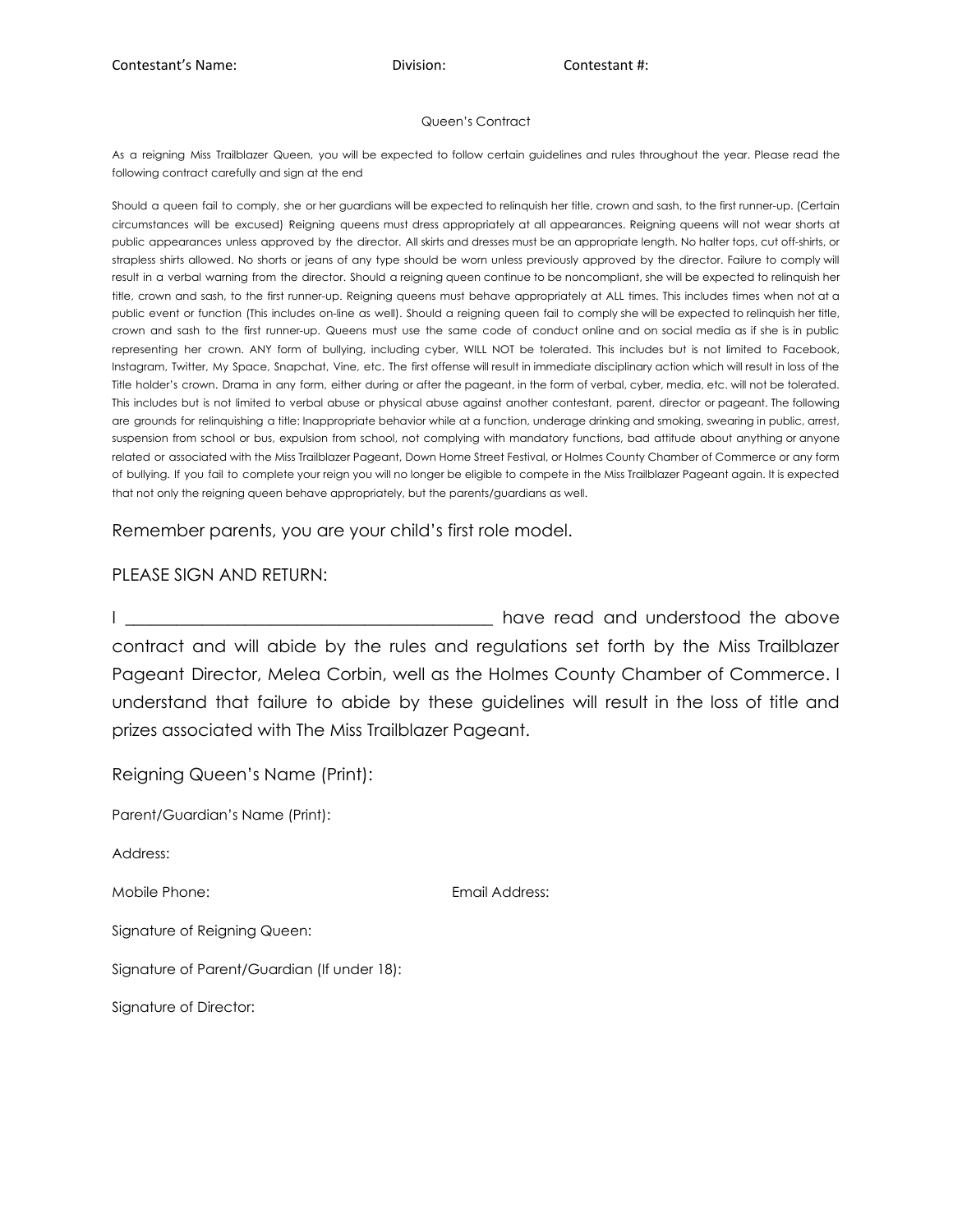Contestant's Name: Division: Contestant #:

Queen's Contract

As a reigning Miss Trailblazer Queen, you will be expected to follow certain guidelines and rules throughout the year. Please read the following contract carefully and sign at the end

Should a queen fail to comply, she or her guardians will be expected to relinquish her title, crown and sash, to the first runner-up. (Certain circumstances will be excused) Reigning queens must dress appropriately at all appearances. Reigning queens will not wear shorts at public appearances unless approved by the director. All skirts and dresses must be an appropriate length. No halter tops, cut off-shirts, or strapless shirts allowed. No shorts or jeans of any type should be worn unless previously approved by the director. Failure to comply will result in a verbal warning from the director. Should a reigning queen continue to be noncompliant, she will be expected to relinquish her title, crown and sash, to the first runner-up. Reigning queens must behave appropriately at ALL times. This includes times when not at a public event or function (This includes on-line as well). Should a reigning queen fail to comply she will be expected to relinquish her title, crown and sash to the first runner-up. Queens must use the same code of conduct online and on social media as if she is in public representing her crown. ANY form of bullying, including cyber, WILL NOT be tolerated. This includes but is not limited to Facebook, Instagram, Twitter, My Space, Snapchat, Vine, etc. The first offense will result in immediate disciplinary action which will result in loss of the Title holder's crown. Drama in any form, either during or after the pageant, in the form of verbal, cyber, media, etc. will not be tolerated. This includes but is not limited to verbal abuse or physical abuse against another contestant, parent, director or pageant. The following are grounds for relinquishing a title: Inappropriate behavior while at a function, underage drinking and smoking, swearing in public, arrest, suspension from school or bus, expulsion from school, not complying with mandatory functions, bad attitude about anything or anyone related or associated with the Miss Trailblazer Pageant, Down Home Street Festival, or Holmes County Chamber of Commerce or any form of bullying. If you fail to complete your reign you will no longer be eligible to compete in the Miss Trailblazer Pageant again. It is expected that not only the reigning queen behave appropriately, but the parents/guardians as well.

Remember parents, you are your child's first role model.

PLEASE SIGN AND RETURN:

I ____________________________________________ have read and understood the above contract and will abide by the rules and regulations set forth by the Miss Trailblazer Pageant Director, Melea Corbin, well as the Holmes County Chamber of Commerce. I understand that failure to abide by these guidelines will result in the loss of title and prizes associated with The Miss Trailblazer Pageant.

Reigning Queen's Name (Print):

Parent/Guardian's Name (Print):

Address:

Mobile Phone: Email Address:

Signature of Reigning Queen:

Signature of Parent/Guardian (If under 18):

Signature of Director: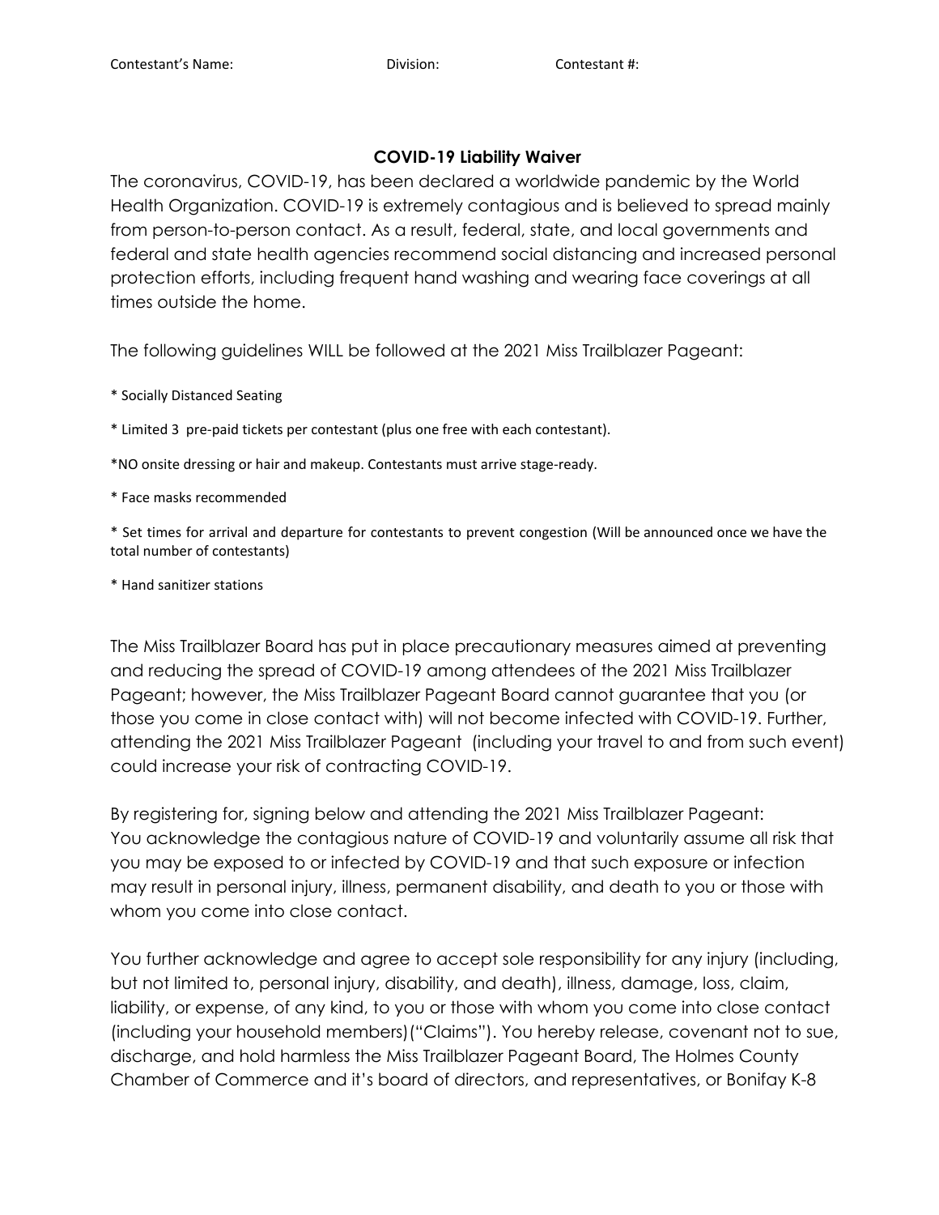Contestant's Name: Division: Contestant #:

## COVID-19 Liability Waiver

The coronavirus, COVID-19, has been declared a worldwide pandemic by the World Health Organization. COVID-19 is extremely contagious and is believed to spread mainly from person-to-person contact. As a result, federal, state, and local governments and federal and state health agencies recommend social distancing and increased personal protection efforts, including frequent hand washing and wearing face coverings at all times outside the home.

The following guidelines WILL be followed at the 2021 Miss Trailblazer Pageant:

* Socially Distanced Seating
* Limited 3 pre-paid tickets per contestant (plus one free with each contestant).
* NO onsite dressing or hair and makeup. Contestants must arrive stage-ready.
* Face masks recommended
* Set times for arrival and departure for contestants to prevent congestion (Will be announced once we have the total number of contestants)
* Hand sanitizer stations

The Miss Trailblazer Board has put in place precautionary measures aimed at preventing and reducing the spread of COVID-19 among attendees of the 2021 Miss Trailblazer Pageant; however, the Miss Trailblazer Pageant Board cannot guarantee that you (or those you come in close contact with) will not become infected with COVID-19. Further, attending the 2021 Miss Trailblazer Pageant (including your travel to and from such event) could increase your risk of contracting COVID-19.

By registering for, signing below and attending the 2021 Miss Trailblazer Pageant:
You acknowledge the contagious nature of COVID-19 and voluntarily assume all risk that you may be exposed to or infected by COVID-19 and that such exposure or infection may result in personal injury, illness, permanent disability, and death to you or those with whom you come into close contact.

You further acknowledge and agree to accept sole responsibility for any injury (including, but not limited to, personal injury, disability, and death), illness, damage, loss, claim, liability, or expense, of any kind, to you or those with whom you come into close contact (including your household members)("Claims"). You hereby release, covenant not to sue, discharge, and hold harmless the Miss Trailblazer Pageant Board, The Holmes County Chamber of Commerce and it's board of directors, and representatives, or Bonifay K-8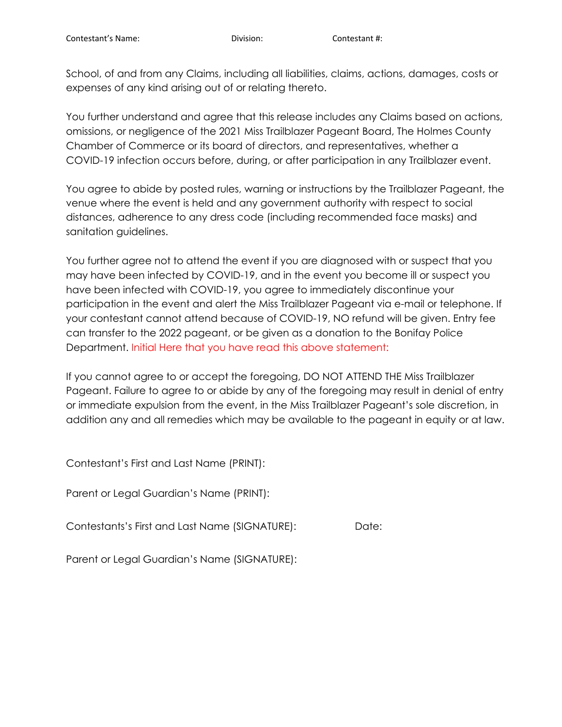Contestant's Name: Division: Contestant #:

School, of and from any Claims, including all liabilities, claims, actions, damages, costs or expenses of any kind arising out of or relating thereto.

You further understand and agree that this release includes any Claims based on actions, omissions, or negligence of the 2021 Miss Trailblazer Pageant Board, The Holmes County Chamber of Commerce or its board of directors, and representatives, whether a COVID-19 infection occurs before, during, or after participation in any Trailblazer event.

You agree to abide by posted rules, warning or instructions by the Trailblazer Pageant, the venue where the event is held and any government authority with respect to social distances, adherence to any dress code (including recommended face masks) and sanitation guidelines.

You further agree not to attend the event if you are diagnosed with or suspect that you may have been infected by COVID-19, and in the event you become ill or suspect you have been infected with COVID-19, you agree to immediately discontinue your participation in the event and alert the Miss Trailblazer Pageant via e-mail or telephone. If your contestant cannot attend because of COVID-19, NO refund will be given. Entry fee can transfer to the 2022 pageant, or be given as a donation to the Bonifay Police Department. Initial Here that you have read this above statement:

If you cannot agree to or accept the foregoing, DO NOT ATTEND THE Miss Trailblazer Pageant. Failure to agree to or abide by any of the foregoing may result in denial of entry or immediate expulsion from the event, in the Miss Trailblazer Pageant's sole discretion, in addition any and all remedies which may be available to the pageant in equity or at law.

Contestant's First and Last Name (PRINT):

Parent or Legal Guardian's Name (PRINT):

Contestants's First and Last Name (SIGNATURE): Date:

Parent or Legal Guardian's Name (SIGNATURE):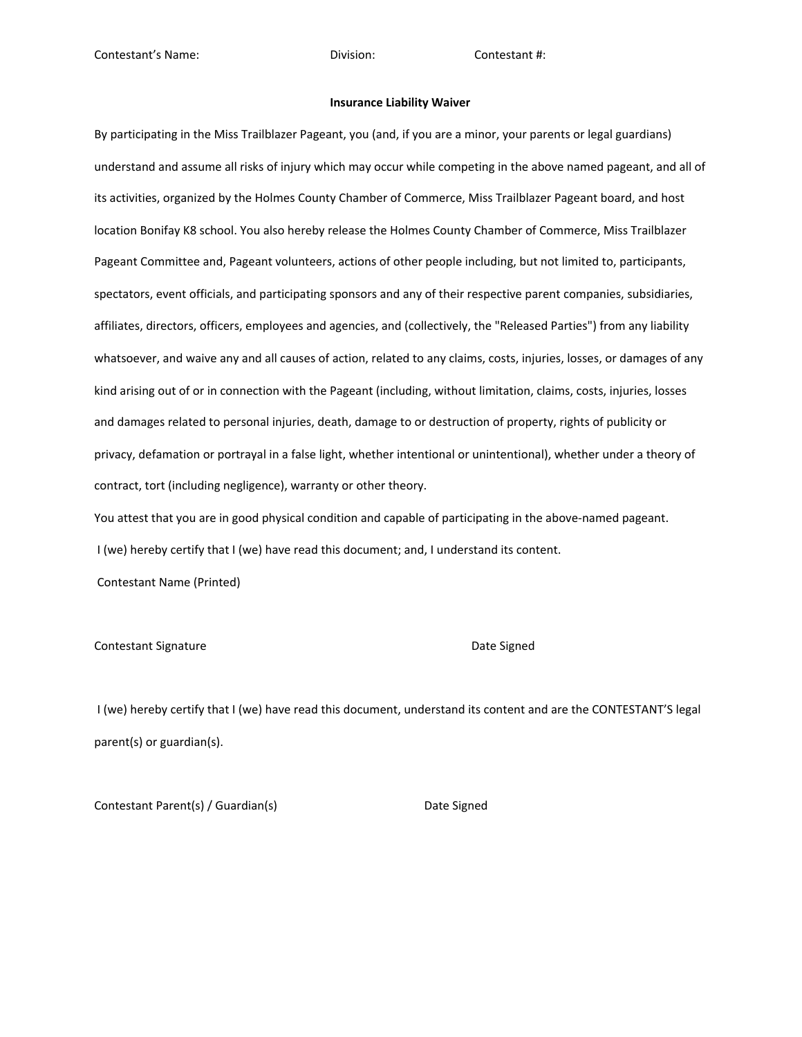Contestant's Name: Division: Contestant #:

**Insurance Liability Waiver**

By participating in the Miss Trailblazer Pageant, you (and, if you are a minor, your parents or legal guardians) understand and assume all risks of injury which may occur while competing in the above named pageant, and all of its activities, organized by the Holmes County Chamber of Commerce, Miss Trailblazer Pageant board, and host location Bonifay K8 school. You also hereby release the Holmes County Chamber of Commerce, Miss Trailblazer Pageant Committee and, Pageant volunteers, actions of other people including, but not limited to, participants, spectators, event officials, and participating sponsors and any of their respective parent companies, subsidiaries, affiliates, directors, officers, employees and agencies, and (collectively, the "Released Parties") from any liability whatsoever, and waive any and all causes of action, related to any claims, costs, injuries, losses, or damages of any kind arising out of or in connection with the Pageant (including, without limitation, claims, costs, injuries, losses and damages related to personal injuries, death, damage to or destruction of property, rights of publicity or privacy, defamation or portrayal in a false light, whether intentional or unintentional), whether under a theory of contract, tort (including negligence), warranty or other theory.

You attest that you are in good physical condition and capable of participating in the above-named pageant.

I (we) hereby certify that I (we) have read this document; and, I understand its content.

Contestant Name (Printed)

Contestant Signature Date Signed

I (we) hereby certify that I (we) have read this document, understand its content and are the CONTESTANT'S legal parent(s) or guardian(s).

Contestant Parent(s) / Guardian(s) Date Signed